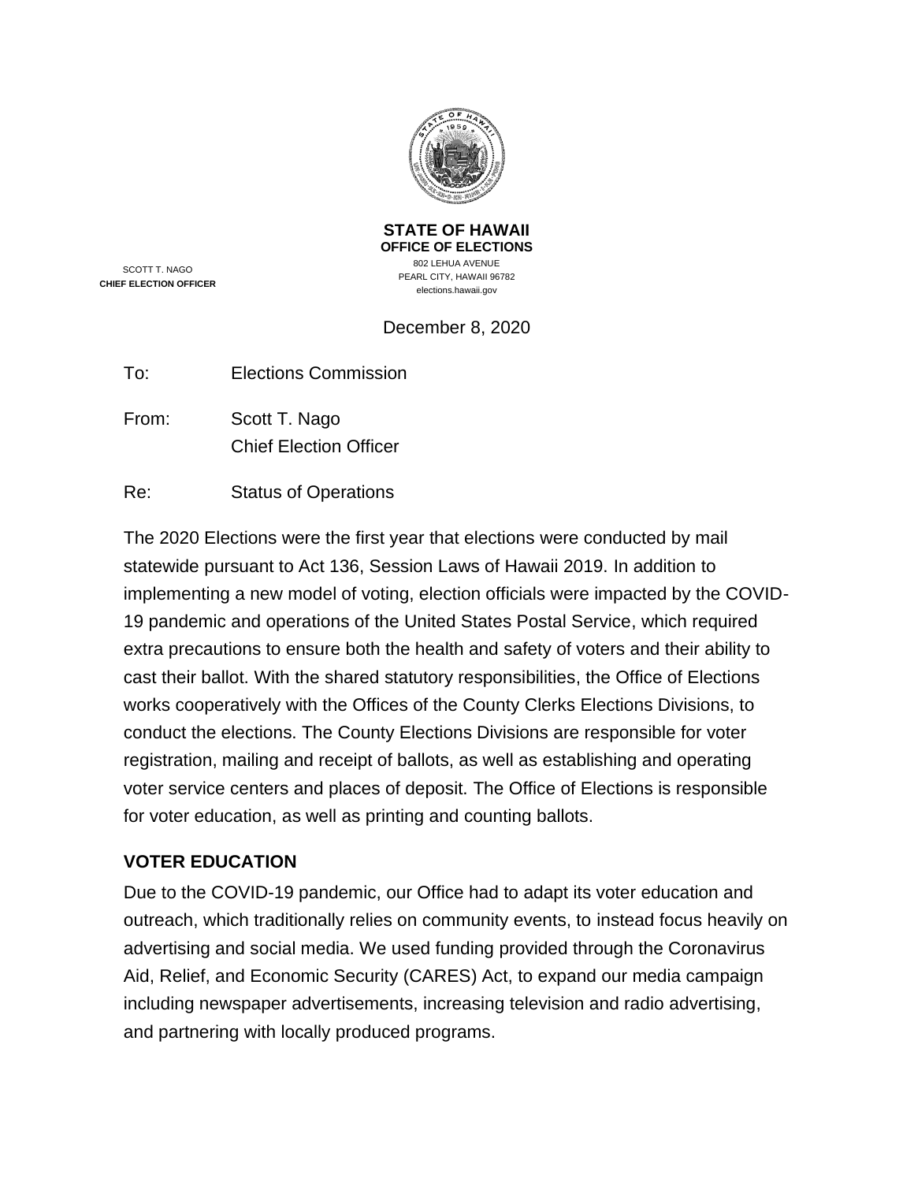**STATE OF HAWAII**
**OFFICE OF ELECTIONS**
802 LEHUA AVENUE
PEARL CITY, HAWAII 96782
elections.hawaii.gov

SCOTT T. NAGO
**CHIEF ELECTION OFFICER**

December 8, 2020

To: Elections Commission

From: Scott T. Nago
Chief Election Officer

Re: Status of Operations

The 2020 Elections were the first year that elections were conducted by mail statewide pursuant to Act 136, Session Laws of Hawaii 2019. In addition to implementing a new model of voting, election officials were impacted by the COVID-19 pandemic and operations of the United States Postal Service, which required extra precautions to ensure both the health and safety of voters and their ability to cast their ballot. With the shared statutory responsibilities, the Office of Elections works cooperatively with the Offices of the County Clerks Elections Divisions, to conduct the elections. The County Elections Divisions are responsible for voter registration, mailing and receipt of ballots, as well as establishing and operating voter service centers and places of deposit. The Office of Elections is responsible for voter education, as well as printing and counting ballots.

## VOTER EDUCATION

Due to the COVID-19 pandemic, our Office had to adapt its voter education and outreach, which traditionally relies on community events, to instead focus heavily on advertising and social media. We used funding provided through the Coronavirus Aid, Relief, and Economic Security (CARES) Act, to expand our media campaign including newspaper advertisements, increasing television and radio advertising, and partnering with locally produced programs.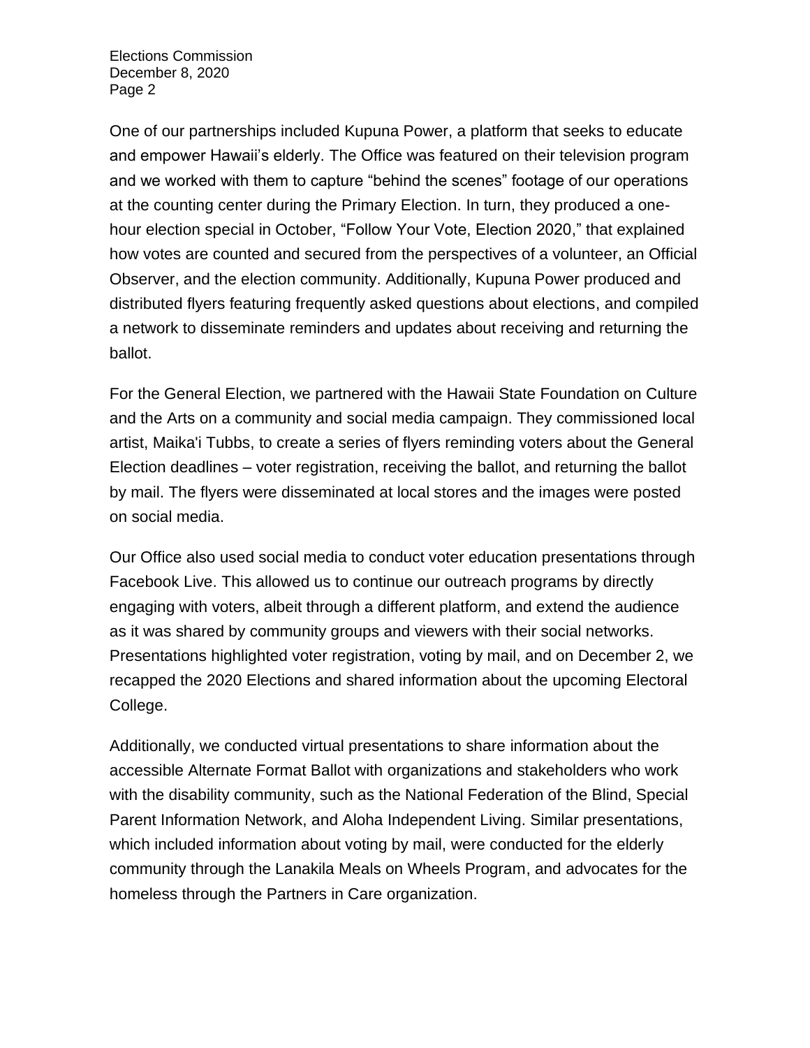One of our partnerships included Kupuna Power, a platform that seeks to educate and empower Hawaii's elderly. The Office was featured on their television program and we worked with them to capture "behind the scenes" footage of our operations at the counting center during the Primary Election. In turn, they produced a one-hour election special in October, "Follow Your Vote, Election 2020," that explained how votes are counted and secured from the perspectives of a volunteer, an Official Observer, and the election community. Additionally, Kupuna Power produced and distributed flyers featuring frequently asked questions about elections, and compiled a network to disseminate reminders and updates about receiving and returning the ballot.

For the General Election, we partnered with the Hawaii State Foundation on Culture and the Arts on a community and social media campaign. They commissioned local artist, Maika'i Tubbs, to create a series of flyers reminding voters about the General Election deadlines – voter registration, receiving the ballot, and returning the ballot by mail. The flyers were disseminated at local stores and the images were posted on social media.

Our Office also used social media to conduct voter education presentations through Facebook Live. This allowed us to continue our outreach programs by directly engaging with voters, albeit through a different platform, and extend the audience as it was shared by community groups and viewers with their social networks. Presentations highlighted voter registration, voting by mail, and on December 2, we recapped the 2020 Elections and shared information about the upcoming Electoral College.

Additionally, we conducted virtual presentations to share information about the accessible Alternate Format Ballot with organizations and stakeholders who work with the disability community, such as the National Federation of the Blind, Special Parent Information Network, and Aloha Independent Living. Similar presentations, which included information about voting by mail, were conducted for the elderly community through the Lanakila Meals on Wheels Program, and advocates for the homeless through the Partners in Care organization.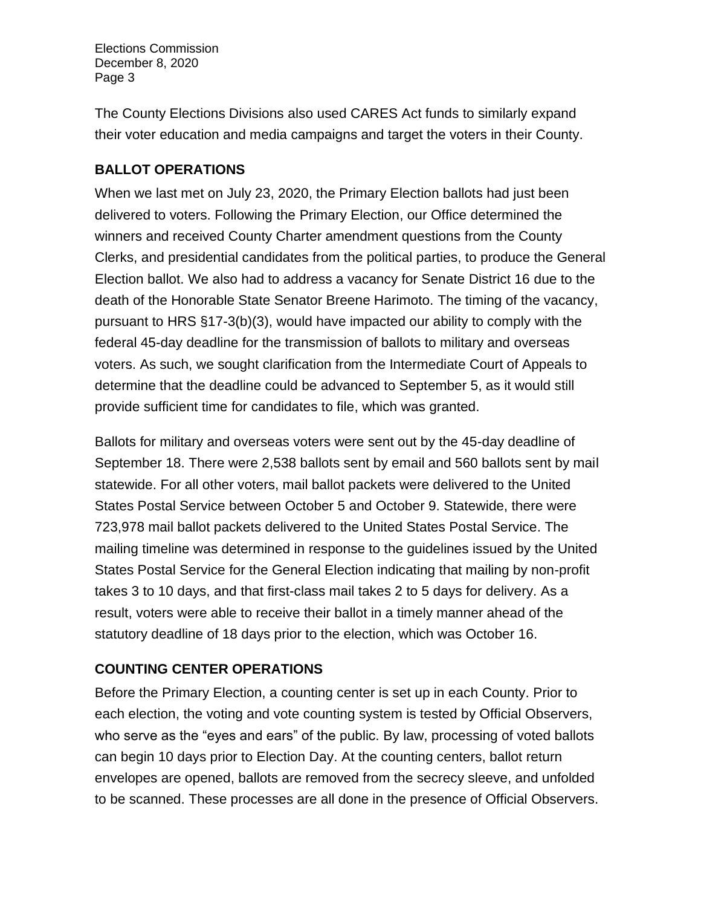The County Elections Divisions also used CARES Act funds to similarly expand their voter education and media campaigns and target the voters in their County.

## BALLOT OPERATIONS

When we last met on July 23, 2020, the Primary Election ballots had just been delivered to voters. Following the Primary Election, our Office determined the winners and received County Charter amendment questions from the County Clerks, and presidential candidates from the political parties, to produce the General Election ballot. We also had to address a vacancy for Senate District 16 due to the death of the Honorable State Senator Breene Harimoto. The timing of the vacancy, pursuant to HRS §17-3(b)(3), would have impacted our ability to comply with the federal 45-day deadline for the transmission of ballots to military and overseas voters. As such, we sought clarification from the Intermediate Court of Appeals to determine that the deadline could be advanced to September 5, as it would still provide sufficient time for candidates to file, which was granted.

Ballots for military and overseas voters were sent out by the 45-day deadline of September 18. There were 2,538 ballots sent by email and 560 ballots sent by mail statewide. For all other voters, mail ballot packets were delivered to the United States Postal Service between October 5 and October 9. Statewide, there were 723,978 mail ballot packets delivered to the United States Postal Service. The mailing timeline was determined in response to the guidelines issued by the United States Postal Service for the General Election indicating that mailing by non-profit takes 3 to 10 days, and that first-class mail takes 2 to 5 days for delivery. As a result, voters were able to receive their ballot in a timely manner ahead of the statutory deadline of 18 days prior to the election, which was October 16.

## COUNTING CENTER OPERATIONS

Before the Primary Election, a counting center is set up in each County. Prior to each election, the voting and vote counting system is tested by Official Observers, who serve as the "eyes and ears" of the public. By law, processing of voted ballots can begin 10 days prior to Election Day. At the counting centers, ballot return envelopes are opened, ballots are removed from the secrecy sleeve, and unfolded to be scanned. These processes are all done in the presence of Official Observers.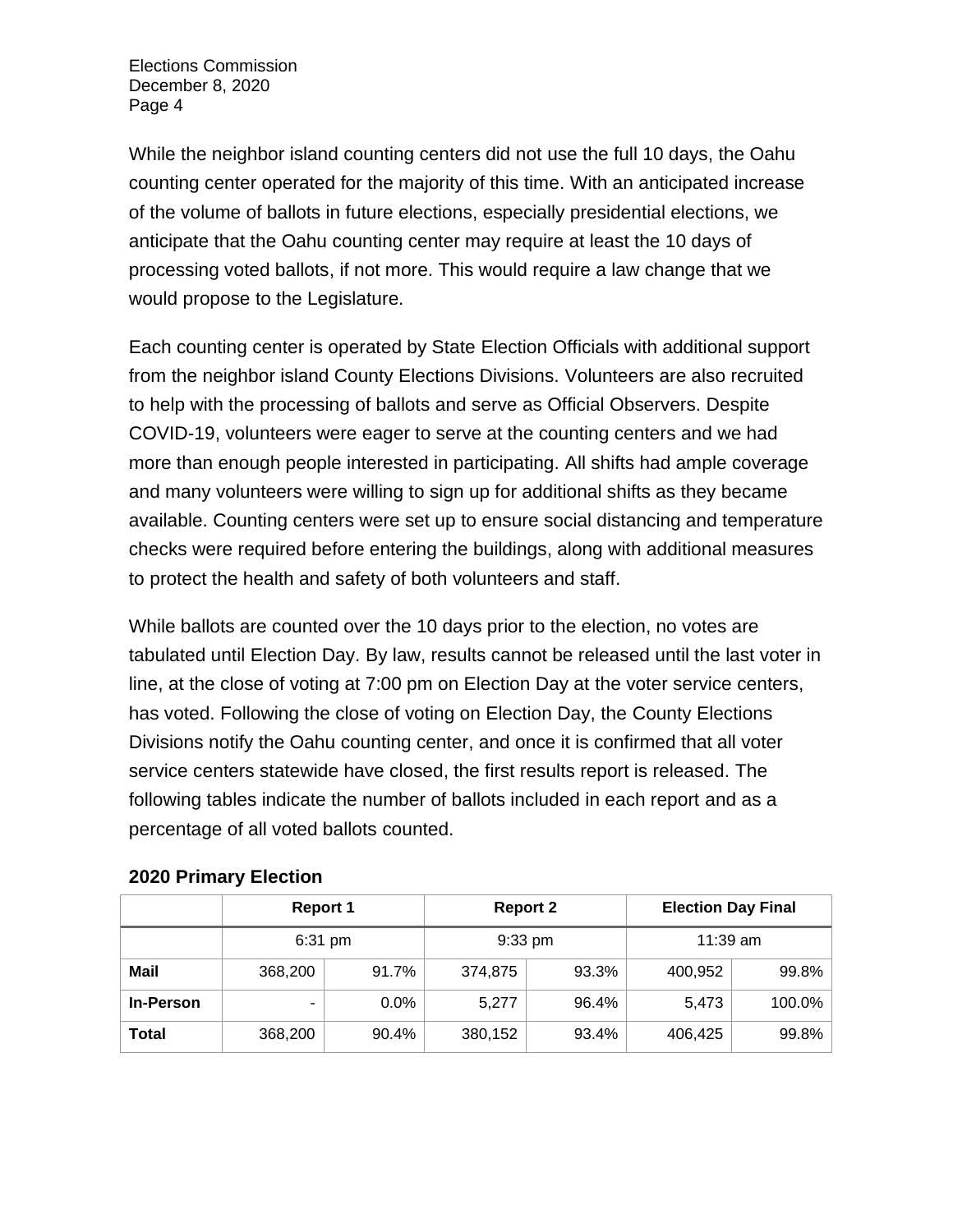While the neighbor island counting centers did not use the full 10 days, the Oahu counting center operated for the majority of this time. With an anticipated increase of the volume of ballots in future elections, especially presidential elections, we anticipate that the Oahu counting center may require at least the 10 days of processing voted ballots, if not more. This would require a law change that we would propose to the Legislature.

Each counting center is operated by State Election Officials with additional support from the neighbor island County Elections Divisions. Volunteers are also recruited to help with the processing of ballots and serve as Official Observers. Despite COVID-19, volunteers were eager to serve at the counting centers and we had more than enough people interested in participating. All shifts had ample coverage and many volunteers were willing to sign up for additional shifts as they became available. Counting centers were set up to ensure social distancing and temperature checks were required before entering the buildings, along with additional measures to protect the health and safety of both volunteers and staff.

While ballots are counted over the 10 days prior to the election, no votes are tabulated until Election Day. By law, results cannot be released until the last voter in line, at the close of voting at 7:00 pm on Election Day at the voter service centers, has voted. Following the close of voting on Election Day, the County Elections Divisions notify the Oahu counting center, and once it is confirmed that all voter service centers statewide have closed, the first results report is released. The following tables indicate the number of ballots included in each report and as a percentage of all voted ballots counted.

**2020 Primary Election**

| | **Report 1** | | **Report 2** | | **Election Day Final** | |
|---|---|---|---|---|---|---|
| | 6:31 pm | | 9:33 pm | | 11:39 am | |
| **Mail** | 368,200 | 91.7% | 374,875 | 93.3% | 400,952 | 99.8% |
| **In-Person** | - | 0.0% | 5,277 | 96.4% | 5,473 | 100.0% |
| **Total** | 368,200 | 90.4% | 380,152 | 93.4% | 406,425 | 99.8% |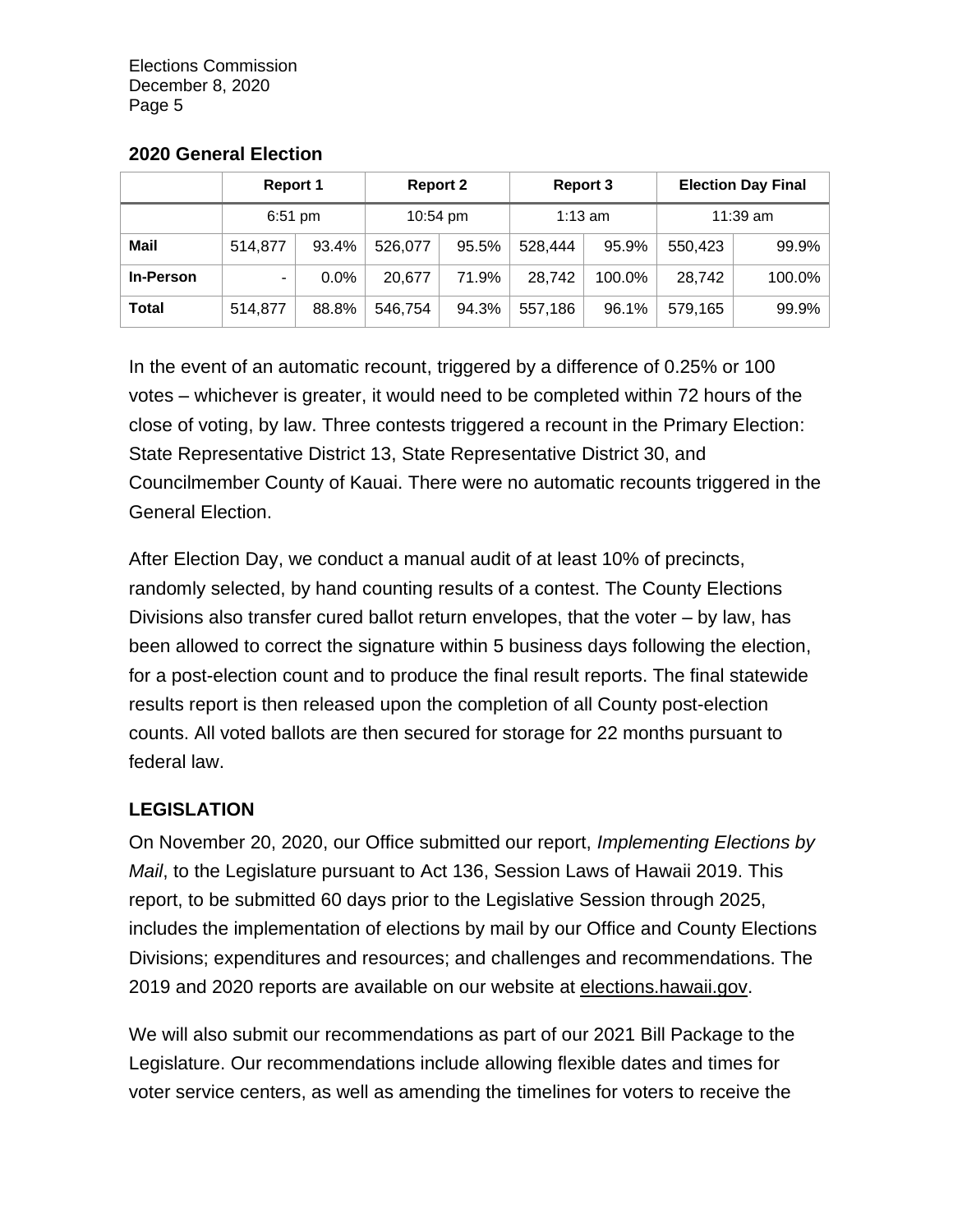### 2020 General Election

| | Report 1 | | Report 2 | | Report 3 | | Election Day Final | |
|---|---|---|---|---|---|---|---|---|
| | 6:51 pm | | 10:54 pm | | 1:13 am | | 11:39 am | |
| **Mail** | 514,877 | 93.4% | 526,077 | 95.5% | 528,444 | 95.9% | 550,423 | 99.9% |
| **In-Person** | - | 0.0% | 20,677 | 71.9% | 28,742 | 100.0% | 28,742 | 100.0% |
| **Total** | 514,877 | 88.8% | 546,754 | 94.3% | 557,186 | 96.1% | 579,165 | 99.9% |

In the event of an automatic recount, triggered by a difference of 0.25% or 100 votes – whichever is greater, it would need to be completed within 72 hours of the close of voting, by law. Three contests triggered a recount in the Primary Election: State Representative District 13, State Representative District 30, and Councilmember County of Kauai. There were no automatic recounts triggered in the General Election.

After Election Day, we conduct a manual audit of at least 10% of precincts, randomly selected, by hand counting results of a contest. The County Elections Divisions also transfer cured ballot return envelopes, that the voter – by law, has been allowed to correct the signature within 5 business days following the election, for a post-election count and to produce the final result reports. The final statewide results report is then released upon the completion of all County post-election counts. All voted ballots are then secured for storage for 22 months pursuant to federal law.

## LEGISLATION

On November 20, 2020, our Office submitted our report, *Implementing Elections by Mail*, to the Legislature pursuant to Act 136, Session Laws of Hawaii 2019. This report, to be submitted 60 days prior to the Legislative Session through 2025, includes the implementation of elections by mail by our Office and County Elections Divisions; expenditures and resources; and challenges and recommendations. The 2019 and 2020 reports are available on our website at elections.hawaii.gov.

We will also submit our recommendations as part of our 2021 Bill Package to the Legislature. Our recommendations include allowing flexible dates and times for voter service centers, as well as amending the timelines for voters to receive the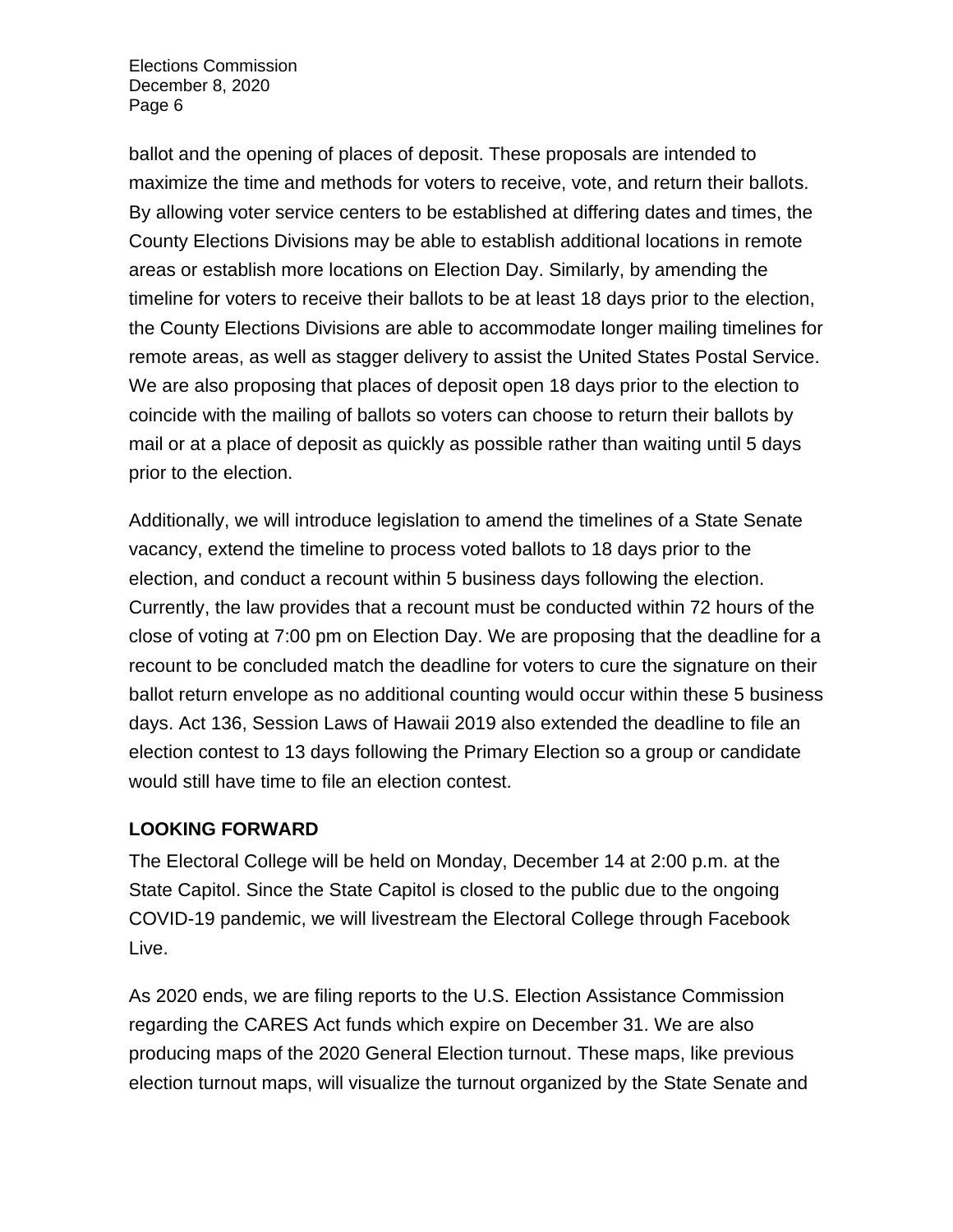ballot and the opening of places of deposit. These proposals are intended to maximize the time and methods for voters to receive, vote, and return their ballots. By allowing voter service centers to be established at differing dates and times, the County Elections Divisions may be able to establish additional locations in remote areas or establish more locations on Election Day. Similarly, by amending the timeline for voters to receive their ballots to be at least 18 days prior to the election, the County Elections Divisions are able to accommodate longer mailing timelines for remote areas, as well as stagger delivery to assist the United States Postal Service. We are also proposing that places of deposit open 18 days prior to the election to coincide with the mailing of ballots so voters can choose to return their ballots by mail or at a place of deposit as quickly as possible rather than waiting until 5 days prior to the election.

Additionally, we will introduce legislation to amend the timelines of a State Senate vacancy, extend the timeline to process voted ballots to 18 days prior to the election, and conduct a recount within 5 business days following the election. Currently, the law provides that a recount must be conducted within 72 hours of the close of voting at 7:00 pm on Election Day. We are proposing that the deadline for a recount to be concluded match the deadline for voters to cure the signature on their ballot return envelope as no additional counting would occur within these 5 business days. Act 136, Session Laws of Hawaii 2019 also extended the deadline to file an election contest to 13 days following the Primary Election so a group or candidate would still have time to file an election contest.

**LOOKING FORWARD**

The Electoral College will be held on Monday, December 14 at 2:00 p.m. at the State Capitol. Since the State Capitol is closed to the public due to the ongoing COVID-19 pandemic, we will livestream the Electoral College through Facebook Live.

As 2020 ends, we are filing reports to the U.S. Election Assistance Commission regarding the CARES Act funds which expire on December 31. We are also producing maps of the 2020 General Election turnout. These maps, like previous election turnout maps, will visualize the turnout organized by the State Senate and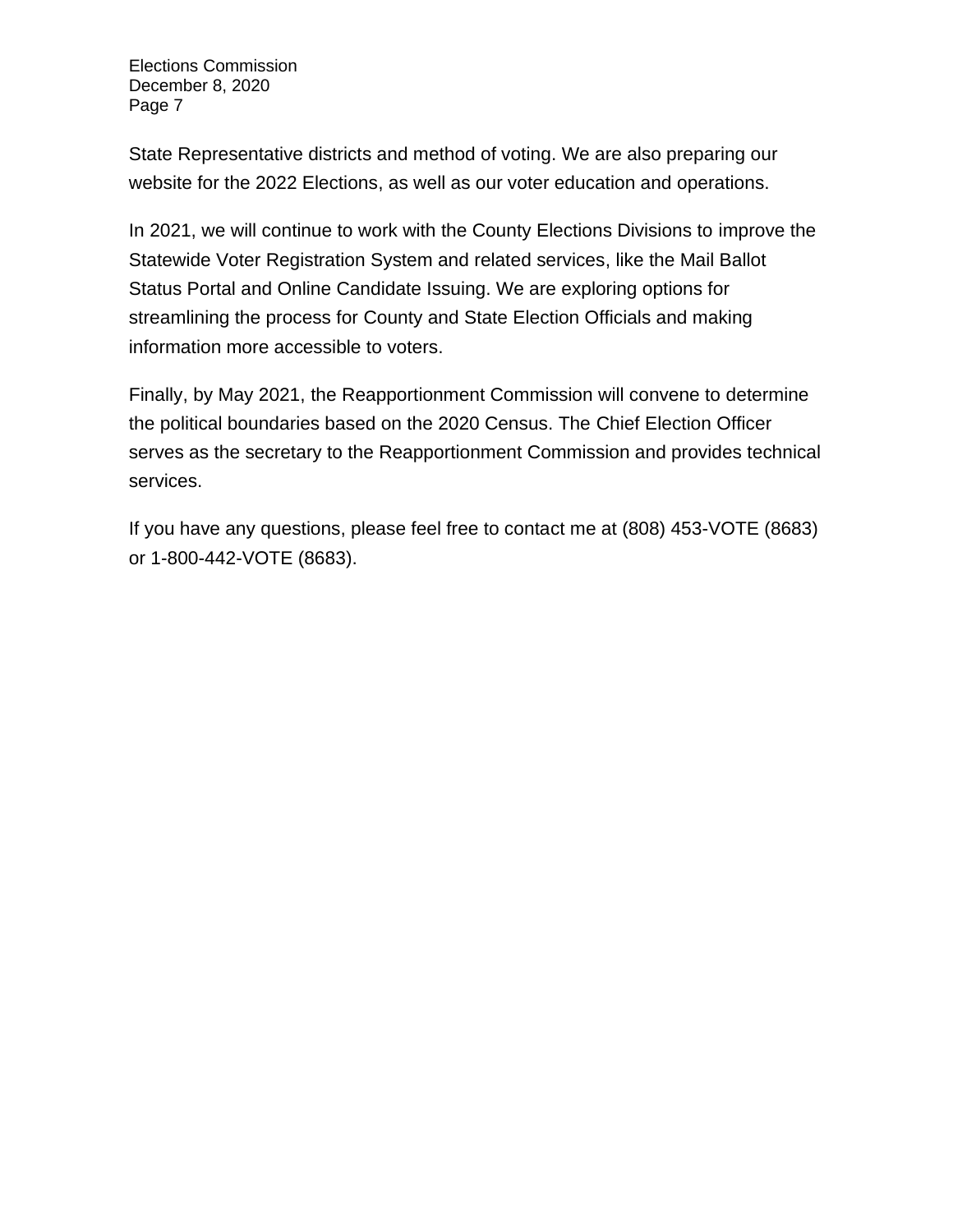State Representative districts and method of voting. We are also preparing our website for the 2022 Elections, as well as our voter education and operations.

In 2021, we will continue to work with the County Elections Divisions to improve the Statewide Voter Registration System and related services, like the Mail Ballot Status Portal and Online Candidate Issuing. We are exploring options for streamlining the process for County and State Election Officials and making information more accessible to voters.

Finally, by May 2021, the Reapportionment Commission will convene to determine the political boundaries based on the 2020 Census. The Chief Election Officer serves as the secretary to the Reapportionment Commission and provides technical services.

If you have any questions, please feel free to contact me at (808) 453-VOTE (8683) or 1-800-442-VOTE (8683).